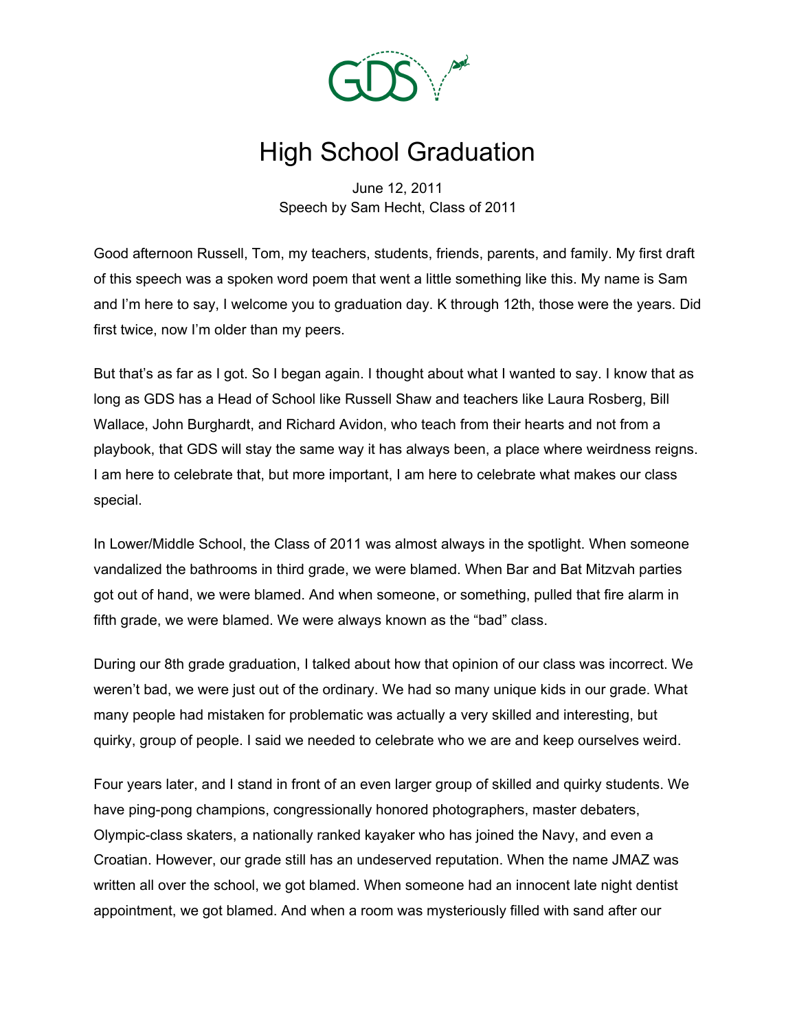# High School Graduation

June 12, 2011
Speech by Sam Hecht, Class of 2011

Good afternoon Russell, Tom, my teachers, students, friends, parents, and family. My first draft of this speech was a spoken word poem that went a little something like this. My name is Sam and I'm here to say, I welcome you to graduation day. K through 12th, those were the years. Did first twice, now I'm older than my peers.

But that's as far as I got. So I began again. I thought about what I wanted to say. I know that as long as GDS has a Head of School like Russell Shaw and teachers like Laura Rosberg, Bill Wallace, John Burghardt, and Richard Avidon, who teach from their hearts and not from a playbook, that GDS will stay the same way it has always been, a place where weirdness reigns. I am here to celebrate that, but more important, I am here to celebrate what makes our class special.

In Lower/Middle School, the Class of 2011 was almost always in the spotlight. When someone vandalized the bathrooms in third grade, we were blamed. When Bar and Bat Mitzvah parties got out of hand, we were blamed. And when someone, or something, pulled that fire alarm in fifth grade, we were blamed. We were always known as the "bad" class.

During our 8th grade graduation, I talked about how that opinion of our class was incorrect. We weren't bad, we were just out of the ordinary. We had so many unique kids in our grade. What many people had mistaken for problematic was actually a very skilled and interesting, but quirky, group of people. I said we needed to celebrate who we are and keep ourselves weird.

Four years later, and I stand in front of an even larger group of skilled and quirky students. We have ping-pong champions, congressionally honored photographers, master debaters, Olympic-class skaters, a nationally ranked kayaker who has joined the Navy, and even a Croatian. However, our grade still has an undeserved reputation. When the name JMAZ was written all over the school, we got blamed. When someone had an innocent late night dentist appointment, we got blamed. And when a room was mysteriously filled with sand after our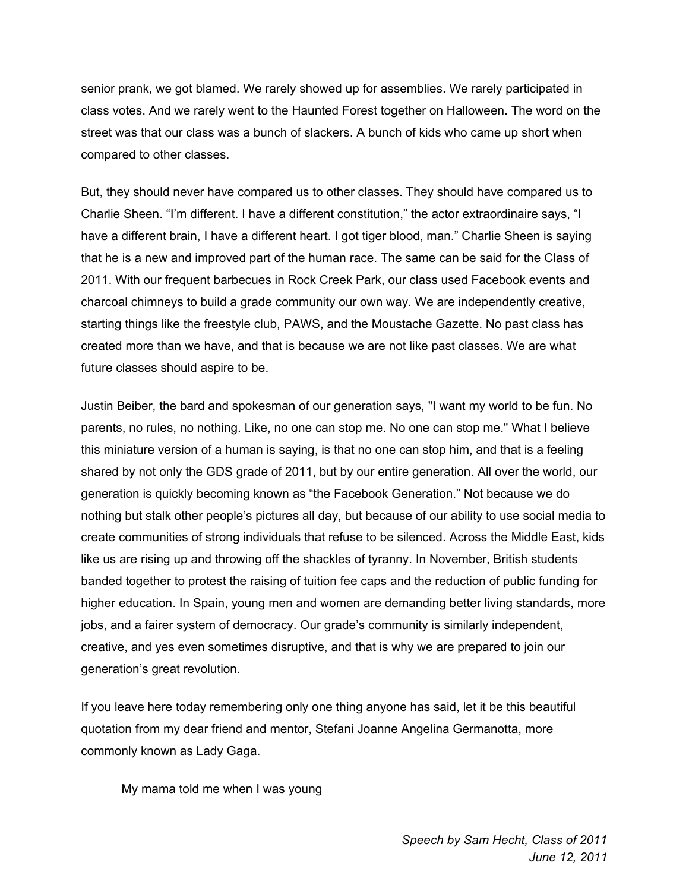senior prank, we got blamed. We rarely showed up for assemblies. We rarely participated in class votes. And we rarely went to the Haunted Forest together on Halloween. The word on the street was that our class was a bunch of slackers. A bunch of kids who came up short when compared to other classes.

But, they should never have compared us to other classes. They should have compared us to Charlie Sheen. "I'm different. I have a different constitution," the actor extraordinaire says, "I have a different brain, I have a different heart. I got tiger blood, man." Charlie Sheen is saying that he is a new and improved part of the human race. The same can be said for the Class of 2011. With our frequent barbecues in Rock Creek Park, our class used Facebook events and charcoal chimneys to build a grade community our own way. We are independently creative, starting things like the freestyle club, PAWS, and the Moustache Gazette. No past class has created more than we have, and that is because we are not like past classes. We are what future classes should aspire to be.

Justin Beiber, the bard and spokesman of our generation says, "I want my world to be fun. No parents, no rules, no nothing. Like, no one can stop me. No one can stop me." What I believe this miniature version of a human is saying, is that no one can stop him, and that is a feeling shared by not only the GDS grade of 2011, but by our entire generation. All over the world, our generation is quickly becoming known as "the Facebook Generation." Not because we do nothing but stalk other people's pictures all day, but because of our ability to use social media to create communities of strong individuals that refuse to be silenced. Across the Middle East, kids like us are rising up and throwing off the shackles of tyranny. In November, British students banded together to protest the raising of tuition fee caps and the reduction of public funding for higher education. In Spain, young men and women are demanding better living standards, more jobs, and a fairer system of democracy. Our grade's community is similarly independent, creative, and yes even sometimes disruptive, and that is why we are prepared to join our generation's great revolution.

If you leave here today remembering only one thing anyone has said, let it be this beautiful quotation from my dear friend and mentor, Stefani Joanne Angelina Germanotta, more commonly known as Lady Gaga.

> My mama told me when I was young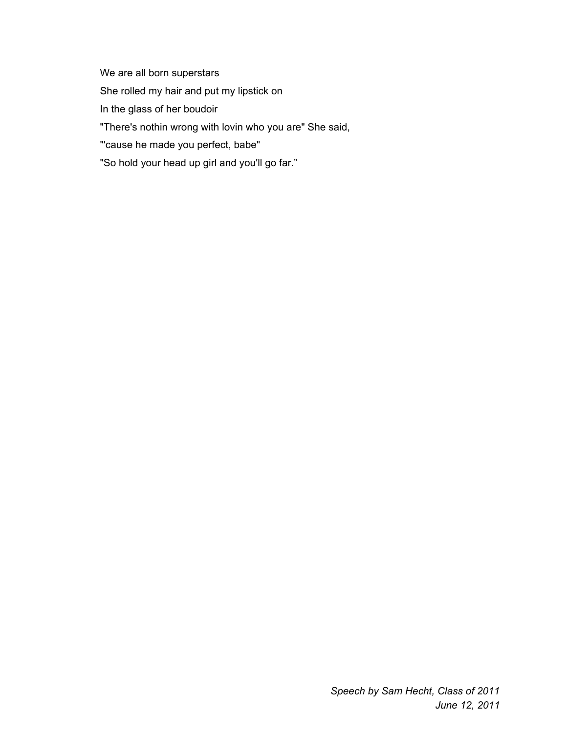We are all born superstars

She rolled my hair and put my lipstick on

In the glass of her boudoir

"There's nothin wrong with lovin who you are" She said,

"'cause he made you perfect, babe"

"So hold your head up girl and you'll go far."